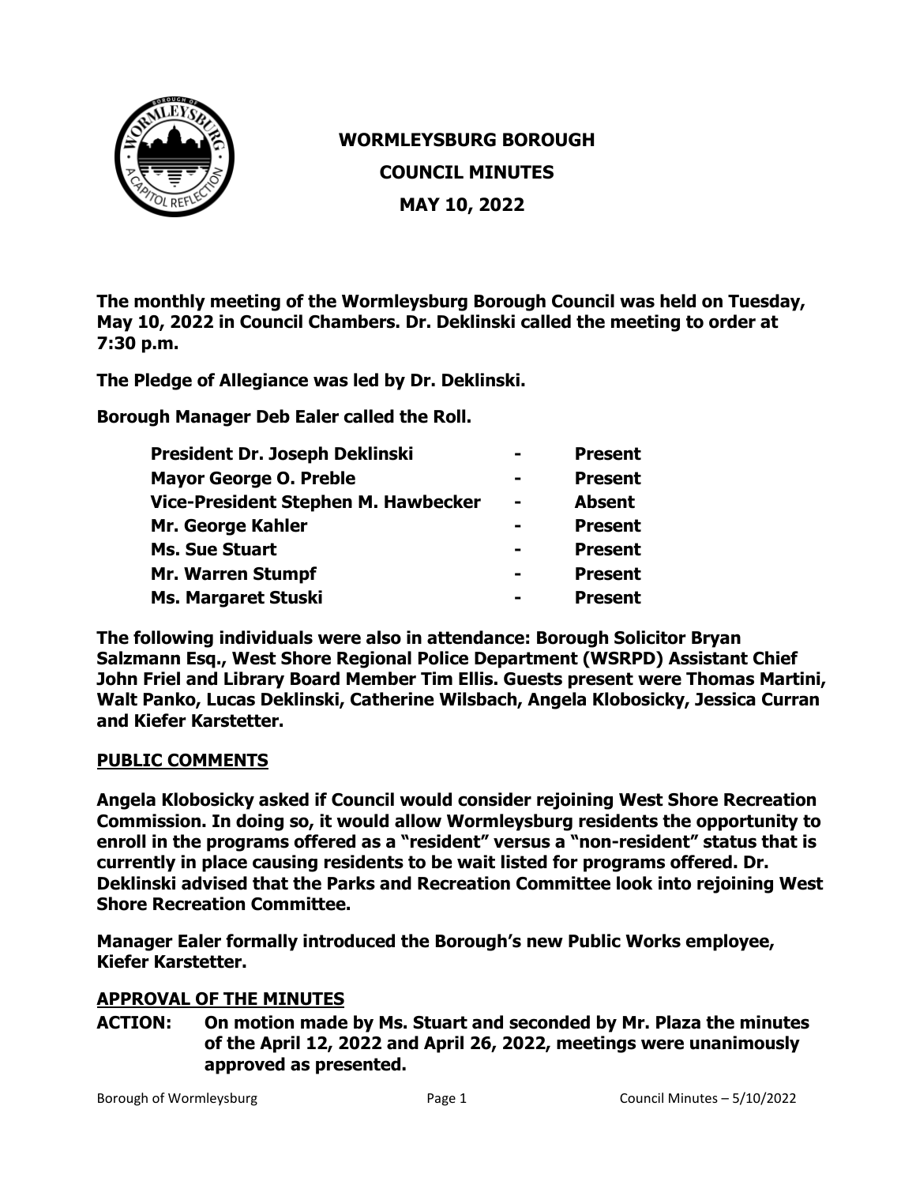# WORMLEYSBURG BOROUGH
## COUNCIL MINUTES
## MAY 10, 2022

**The monthly meeting of the Wormleysburg Borough Council was held on Tuesday, May 10, 2022 in Council Chambers. Dr. Deklinski called the meeting to order at 7:30 p.m.**

**The Pledge of Allegiance was led by Dr. Deklinski.**

**Borough Manager Deb Ealer called the Roll.**

| | | |
|---|---|---|
| **President Dr. Joseph Deklinski** | **-** | **Present** |
| **Mayor George O. Preble** | **-** | **Present** |
| **Vice-President Stephen M. Hawbecker** | **-** | **Absent** |
| **Mr. George Kahler** | **-** | **Present** |
| **Ms. Sue Stuart** | **-** | **Present** |
| **Mr. Warren Stumpf** | **-** | **Present** |
| **Ms. Margaret Stuski** | **-** | **Present** |

**The following individuals were also in attendance: Borough Solicitor Bryan Salzmann Esq., West Shore Regional Police Department (WSRPD) Assistant Chief John Friel and Library Board Member Tim Ellis. Guests present were Thomas Martini, Walt Panko, Lucas Deklinski, Catherine Wilsbach, Angela Klobosicky, Jessica Curran and Kiefer Karstetter.**

## PUBLIC COMMENTS

**Angela Klobosicky asked if Council would consider rejoining West Shore Recreation Commission. In doing so, it would allow Wormleysburg residents the opportunity to enroll in the programs offered as a "resident" versus a "non-resident" status that is currently in place causing residents to be wait listed for programs offered. Dr. Deklinski advised that the Parks and Recreation Committee look into rejoining West Shore Recreation Committee.**

**Manager Ealer formally introduced the Borough's new Public Works employee, Kiefer Karstetter.**

## APPROVAL OF THE MINUTES

**ACTION: On motion made by Ms. Stuart and seconded by Mr. Plaza the minutes of the April 12, 2022 and April 26, 2022, meetings were unanimously approved as presented.**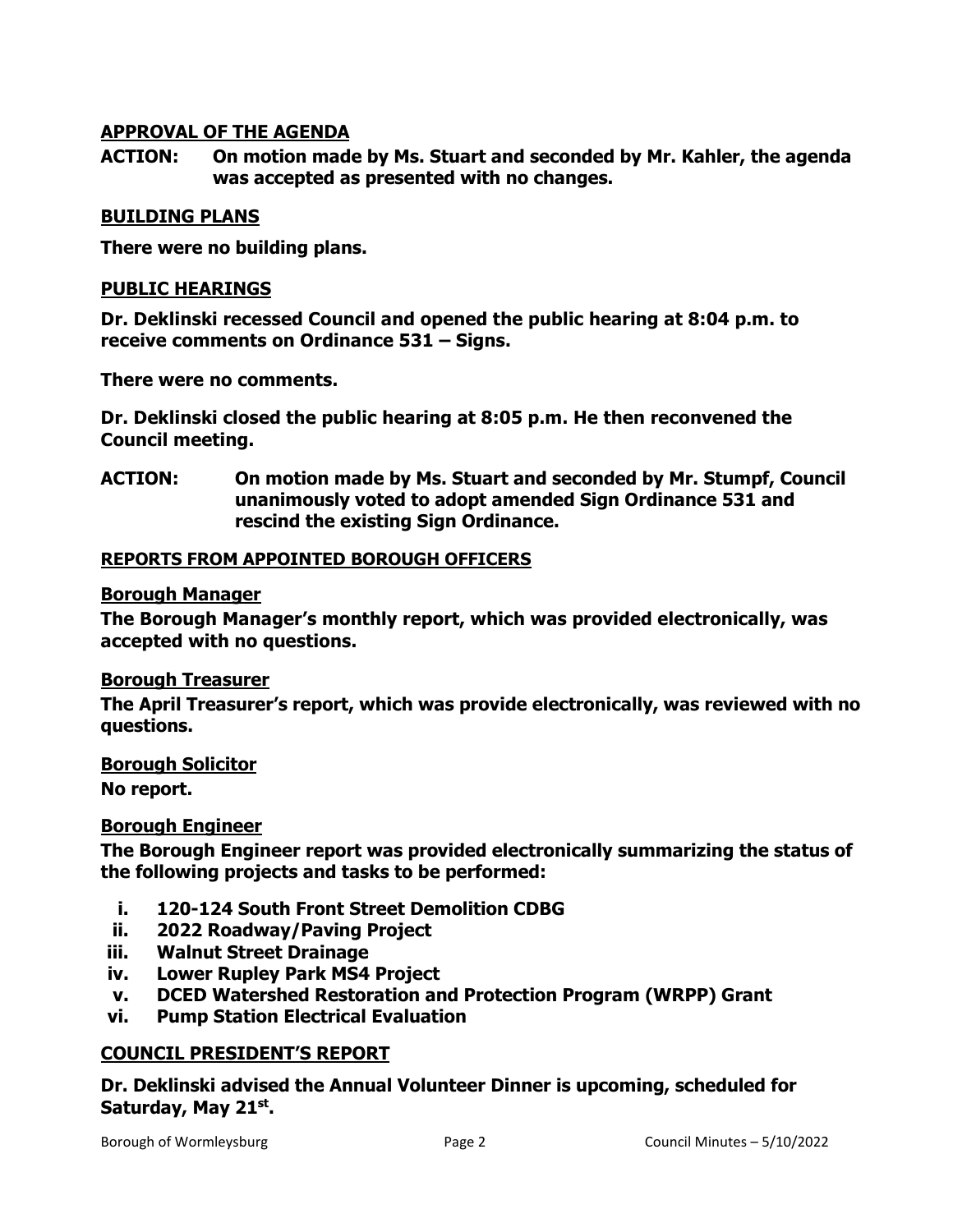## APPROVAL OF THE AGENDA

**ACTION: On motion made by Ms. Stuart and seconded by Mr. Kahler, the agenda was accepted as presented with no changes.**

## BUILDING PLANS

**There were no building plans.**

## PUBLIC HEARINGS

**Dr. Deklinski recessed Council and opened the public hearing at 8:04 p.m. to receive comments on Ordinance 531 – Signs.**

**There were no comments.**

**Dr. Deklinski closed the public hearing at 8:05 p.m. He then reconvened the Council meeting.**

**ACTION: On motion made by Ms. Stuart and seconded by Mr. Stumpf, Council unanimously voted to adopt amended Sign Ordinance 531 and rescind the existing Sign Ordinance.**

## REPORTS FROM APPOINTED BOROUGH OFFICERS

### Borough Manager

**The Borough Manager's monthly report, which was provided electronically, was accepted with no questions.**

### Borough Treasurer

**The April Treasurer's report, which was provide electronically, was reviewed with no questions.**

### Borough Solicitor

**No report.**

### Borough Engineer

**The Borough Engineer report was provided electronically summarizing the status of the following projects and tasks to be performed:**

- **i. 120-124 South Front Street Demolition CDBG**
- **ii. 2022 Roadway/Paving Project**
- **iii. Walnut Street Drainage**
- **iv. Lower Rupley Park MS4 Project**
- **v. DCED Watershed Restoration and Protection Program (WRPP) Grant**
- **vi. Pump Station Electrical Evaluation**

## COUNCIL PRESIDENT'S REPORT

**Dr. Deklinski advised the Annual Volunteer Dinner is upcoming, scheduled for Saturday, May 21st.**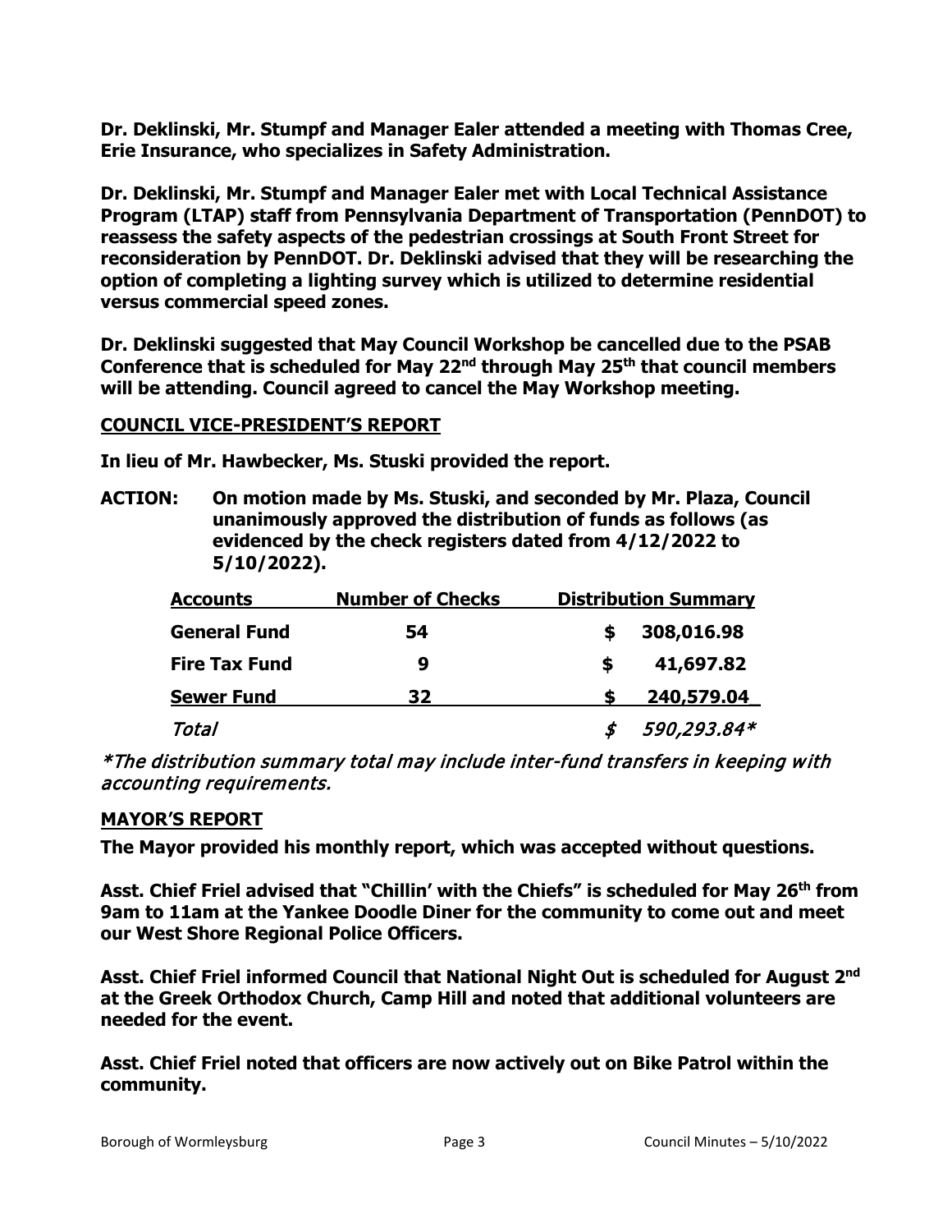**Dr. Deklinski, Mr. Stumpf and Manager Ealer attended a meeting with Thomas Cree, Erie Insurance, who specializes in Safety Administration.**

**Dr. Deklinski, Mr. Stumpf and Manager Ealer met with Local Technical Assistance Program (LTAP) staff from Pennsylvania Department of Transportation (PennDOT) to reassess the safety aspects of the pedestrian crossings at South Front Street for reconsideration by PennDOT. Dr. Deklinski advised that they will be researching the option of completing a lighting survey which is utilized to determine residential versus commercial speed zones.**

**Dr. Deklinski suggested that May Council Workshop be cancelled due to the PSAB Conference that is scheduled for May 22nd through May 25th that council members will be attending. Council agreed to cancel the May Workshop meeting.**

## COUNCIL VICE-PRESIDENT'S REPORT

**In lieu of Mr. Hawbecker, Ms. Stuski provided the report.**

**ACTION: On motion made by Ms. Stuski, and seconded by Mr. Plaza, Council unanimously approved the distribution of funds as follows (as evidenced by the check registers dated from 4/12/2022 to 5/10/2022).**

| Accounts | Number of Checks | Distribution Summary |
|---|---|---|
| **General Fund** | **54** | **$ 308,016.98** |
| **Fire Tax Fund** | **9** | **$ 41,697.82** |
| **Sewer Fund** | **32** | **$ 240,579.04** |
| *Total* | | *$ 590,293.84** |

*\*The distribution summary total may include inter-fund transfers in keeping with accounting requirements.*

## MAYOR'S REPORT

**The Mayor provided his monthly report, which was accepted without questions.**

**Asst. Chief Friel advised that "Chillin' with the Chiefs" is scheduled for May 26th from 9am to 11am at the Yankee Doodle Diner for the community to come out and meet our West Shore Regional Police Officers.**

**Asst. Chief Friel informed Council that National Night Out is scheduled for August 2nd at the Greek Orthodox Church, Camp Hill and noted that additional volunteers are needed for the event.**

**Asst. Chief Friel noted that officers are now actively out on Bike Patrol within the community.**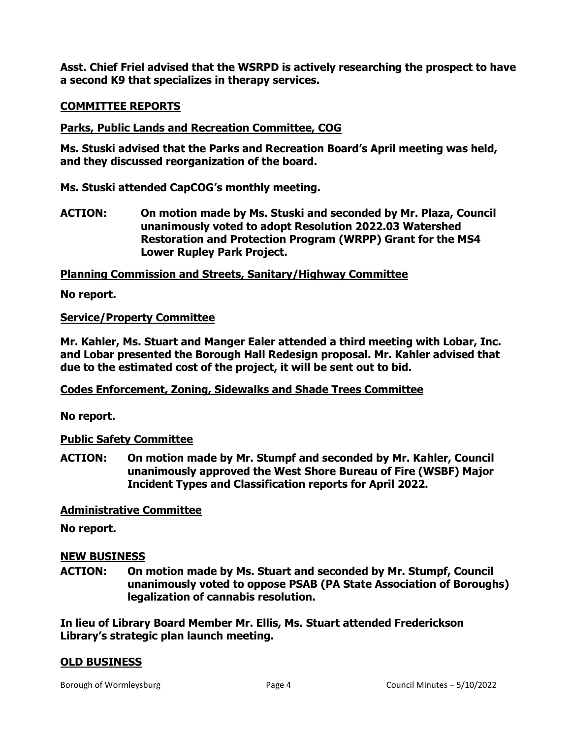**Asst. Chief Friel advised that the WSRPD is actively researching the prospect to have a second K9 that specializes in therapy services.**

## COMMITTEE REPORTS

### Parks, Public Lands and Recreation Committee, COG

**Ms. Stuski advised that the Parks and Recreation Board's April meeting was held, and they discussed reorganization of the board.**

**Ms. Stuski attended CapCOG's monthly meeting.**

**ACTION: On motion made by Ms. Stuski and seconded by Mr. Plaza, Council unanimously voted to adopt Resolution 2022.03 Watershed Restoration and Protection Program (WRPP) Grant for the MS4 Lower Rupley Park Project.**

### Planning Commission and Streets, Sanitary/Highway Committee

**No report.**

### Service/Property Committee

**Mr. Kahler, Ms. Stuart and Manger Ealer attended a third meeting with Lobar, Inc. and Lobar presented the Borough Hall Redesign proposal. Mr. Kahler advised that due to the estimated cost of the project, it will be sent out to bid.**

### Codes Enforcement, Zoning, Sidewalks and Shade Trees Committee

**No report.**

### Public Safety Committee

**ACTION: On motion made by Mr. Stumpf and seconded by Mr. Kahler, Council unanimously approved the West Shore Bureau of Fire (WSBF) Major Incident Types and Classification reports for April 2022.**

### Administrative Committee

**No report.**

## NEW BUSINESS

**ACTION: On motion made by Ms. Stuart and seconded by Mr. Stumpf, Council unanimously voted to oppose PSAB (PA State Association of Boroughs) legalization of cannabis resolution.**

**In lieu of Library Board Member Mr. Ellis, Ms. Stuart attended Frederickson Library's strategic plan launch meeting.**

## OLD BUSINESS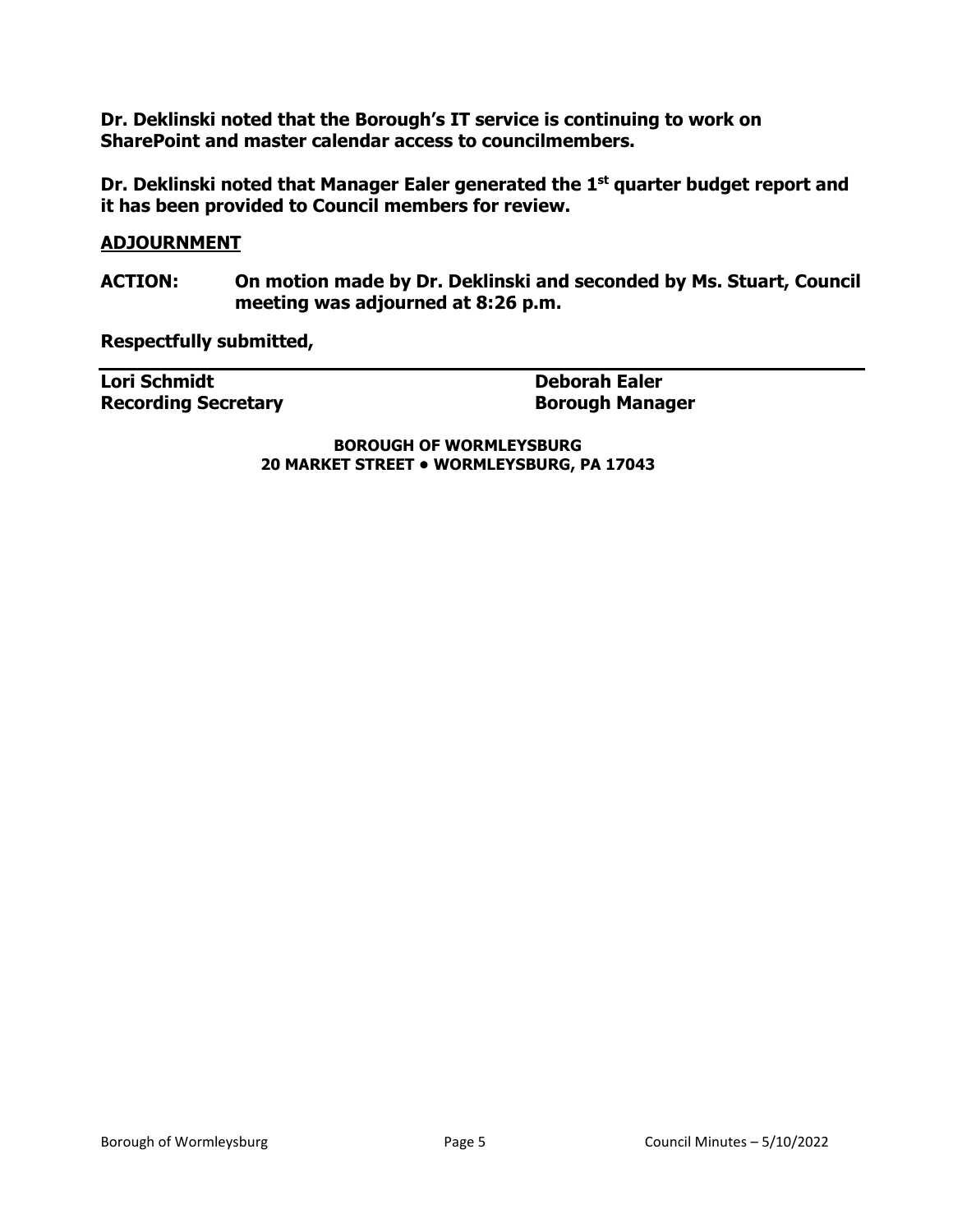**Dr. Deklinski noted that the Borough's IT service is continuing to work on SharePoint and master calendar access to councilmembers.**

**Dr. Deklinski noted that Manager Ealer generated the 1st quarter budget report and it has been provided to Council members for review.**

## ADJOURNMENT

**ACTION: On motion made by Dr. Deklinski and seconded by Ms. Stuart, Council meeting was adjourned at 8:26 p.m.**

**Respectfully submitted,**

| | |
|---|---|
| **Lori Schmidt** | **Deborah Ealer** |
| **Recording Secretary** | **Borough Manager** |

**BOROUGH OF WORMLEYSBURG**
**20 MARKET STREET • WORMLEYSBURG, PA 17043**